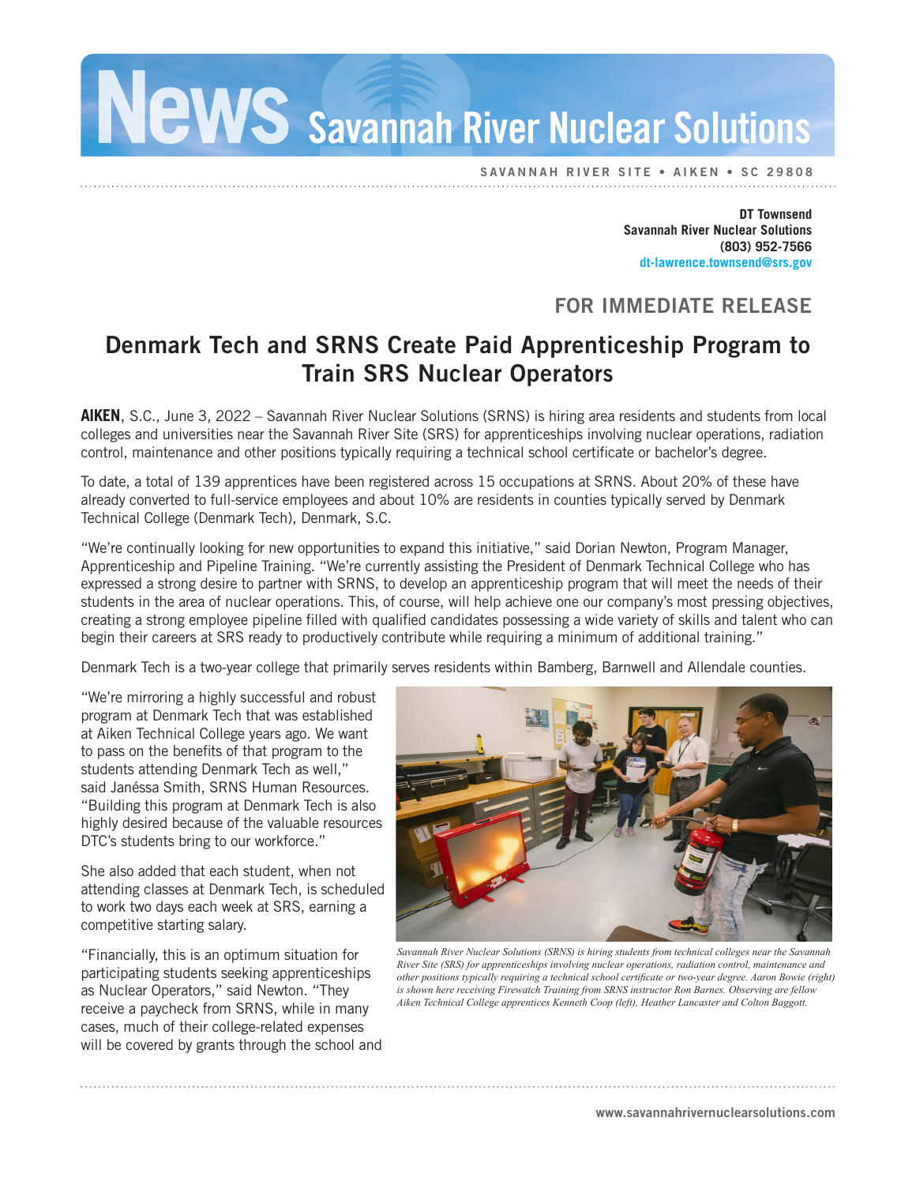# News Savannah River Nuclear Solutions

SAVANNAH RIVER SITE • AIKEN • SC 29808

**DT Townsend**
**Savannah River Nuclear Solutions**
**(803) 952-7566**
**dt-lawrence.townsend@srs.gov**

## FOR IMMEDIATE RELEASE

# Denmark Tech and SRNS Create Paid Apprenticeship Program to Train SRS Nuclear Operators

**AIKEN**, S.C., June 3, 2022 – Savannah River Nuclear Solutions (SRNS) is hiring area residents and students from local colleges and universities near the Savannah River Site (SRS) for apprenticeships involving nuclear operations, radiation control, maintenance and other positions typically requiring a technical school certificate or bachelor's degree.

To date, a total of 139 apprentices have been registered across 15 occupations at SRNS. About 20% of these have already converted to full-service employees and about 10% are residents in counties typically served by Denmark Technical College (Denmark Tech), Denmark, S.C.

"We're continually looking for new opportunities to expand this initiative," said Dorian Newton, Program Manager, Apprenticeship and Pipeline Training. "We're currently assisting the President of Denmark Technical College who has expressed a strong desire to partner with SRNS, to develop an apprenticeship program that will meet the needs of their students in the area of nuclear operations. This, of course, will help achieve one our company's most pressing objectives, creating a strong employee pipeline filled with qualified candidates possessing a wide variety of skills and talent who can begin their careers at SRS ready to productively contribute while requiring a minimum of additional training."

Denmark Tech is a two-year college that primarily serves residents within Bamberg, Barnwell and Allendale counties.

"We're mirroring a highly successful and robust program at Denmark Tech that was established at Aiken Technical College years ago. We want to pass on the benefits of that program to the students attending Denmark Tech as well," said Janéssa Smith, SRNS Human Resources. "Building this program at Denmark Tech is also highly desired because of the valuable resources DTC's students bring to our workforce."

She also added that each student, when not attending classes at Denmark Tech, is scheduled to work two days each week at SRS, earning a competitive starting salary.

"Financially, this is an optimum situation for participating students seeking apprenticeships as Nuclear Operators," said Newton. "They receive a paycheck from SRNS, while in many cases, much of their college-related expenses will be covered by grants through the school and

*Savannah River Nuclear Solutions (SRNS) is hiring students from technical colleges near the Savannah River Site (SRS) for apprenticeships involving nuclear operations, radiation control, maintenance and other positions typically requiring a technical school certificate or two-year degree. Aaron Bowie (right) is shown here receiving Firewatch Training from SRNS instructor Ron Barnes. Observing are fellow Aiken Technical College apprentices Kenneth Coop (left), Heather Lancaster and Colton Baggott.*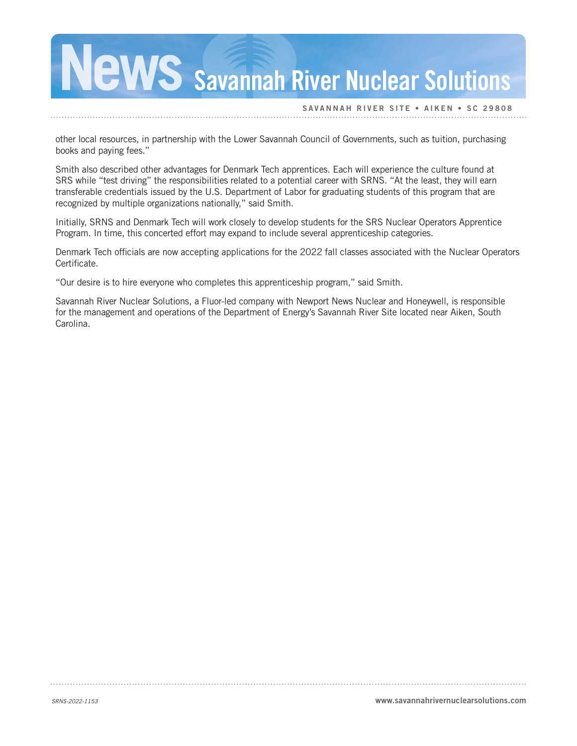other local resources, in partnership with the Lower Savannah Council of Governments, such as tuition, purchasing books and paying fees."

Smith also described other advantages for Denmark Tech apprentices. Each will experience the culture found at SRS while "test driving" the responsibilities related to a potential career with SRNS. "At the least, they will earn transferable credentials issued by the U.S. Department of Labor for graduating students of this program that are recognized by multiple organizations nationally," said Smith.

Initially, SRNS and Denmark Tech will work closely to develop students for the SRS Nuclear Operators Apprentice Program. In time, this concerted effort may expand to include several apprenticeship categories.

Denmark Tech officials are now accepting applications for the 2022 fall classes associated with the Nuclear Operators Certificate.

"Our desire is to hire everyone who completes this apprenticeship program," said Smith.

Savannah River Nuclear Solutions, a Fluor-led company with Newport News Nuclear and Honeywell, is responsible for the management and operations of the Department of Energy's Savannah River Site located near Aiken, South Carolina.

*SRNS-2022-1153*